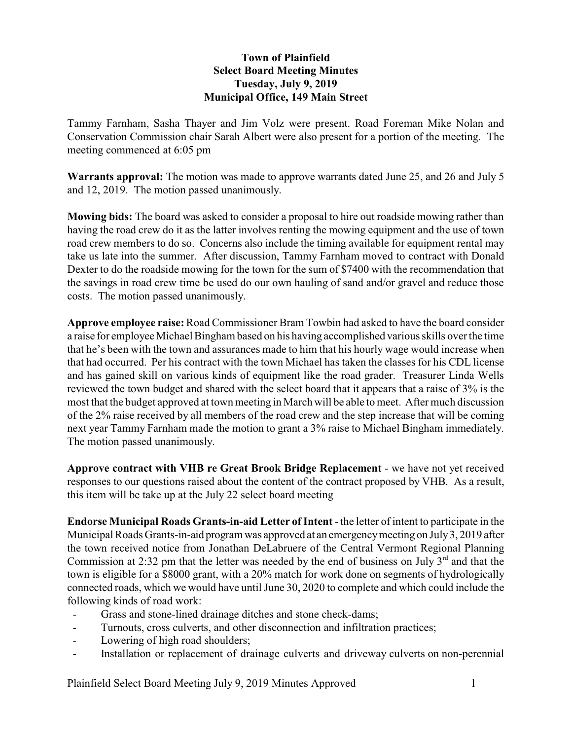**Town of Plainfield**
**Select Board Meeting Minutes**
**Tuesday, July 9, 2019**
**Municipal Office, 149 Main Street**

Tammy Farnham, Sasha Thayer and Jim Volz were present. Road Foreman Mike Nolan and Conservation Commission chair Sarah Albert were also present for a portion of the meeting. The meeting commenced at 6:05 pm

**Warrants approval:** The motion was made to approve warrants dated June 25, and 26 and July 5 and 12, 2019. The motion passed unanimously.

**Mowing bids:** The board was asked to consider a proposal to hire out roadside mowing rather than having the road crew do it as the latter involves renting the mowing equipment and the use of town road crew members to do so. Concerns also include the timing available for equipment rental may take us late into the summer. After discussion, Tammy Farnham moved to contract with Donald Dexter to do the roadside mowing for the town for the sum of $7400 with the recommendation that the savings in road crew time be used do our own hauling of sand and/or gravel and reduce those costs. The motion passed unanimously.

**Approve employee raise:** Road Commissioner Bram Towbin had asked to have the board consider a raise for employee Michael Bingham based on his having accomplished various skills over the time that he's been with the town and assurances made to him that his hourly wage would increase when that had occurred. Per his contract with the town Michael has taken the classes for his CDL license and has gained skill on various kinds of equipment like the road grader. Treasurer Linda Wells reviewed the town budget and shared with the select board that it appears that a raise of 3% is the most that the budget approved at town meeting in March will be able to meet. After much discussion of the 2% raise received by all members of the road crew and the step increase that will be coming next year Tammy Farnham made the motion to grant a 3% raise to Michael Bingham immediately. The motion passed unanimously.

**Approve contract with VHB re Great Brook Bridge Replacement** - we have not yet received responses to our questions raised about the content of the contract proposed by VHB. As a result, this item will be take up at the July 22 select board meeting

**Endorse Municipal Roads Grants-in-aid Letter of Intent** - the letter of intent to participate in the Municipal Roads Grants-in-aid program was approved at an emergency meeting on July 3, 2019 after the town received notice from Jonathan DeLabruere of the Central Vermont Regional Planning Commission at 2:32 pm that the letter was needed by the end of business on July 3rd and that the town is eligible for a $8000 grant, with a 20% match for work done on segments of hydrologically connected roads, which we would have until June 30, 2020 to complete and which could include the following kinds of road work:

- Grass and stone-lined drainage ditches and stone check-dams;
- Turnouts, cross culverts, and other disconnection and infiltration practices;
- Lowering of high road shoulders;
- Installation or replacement of drainage culverts and driveway culverts on non-perennial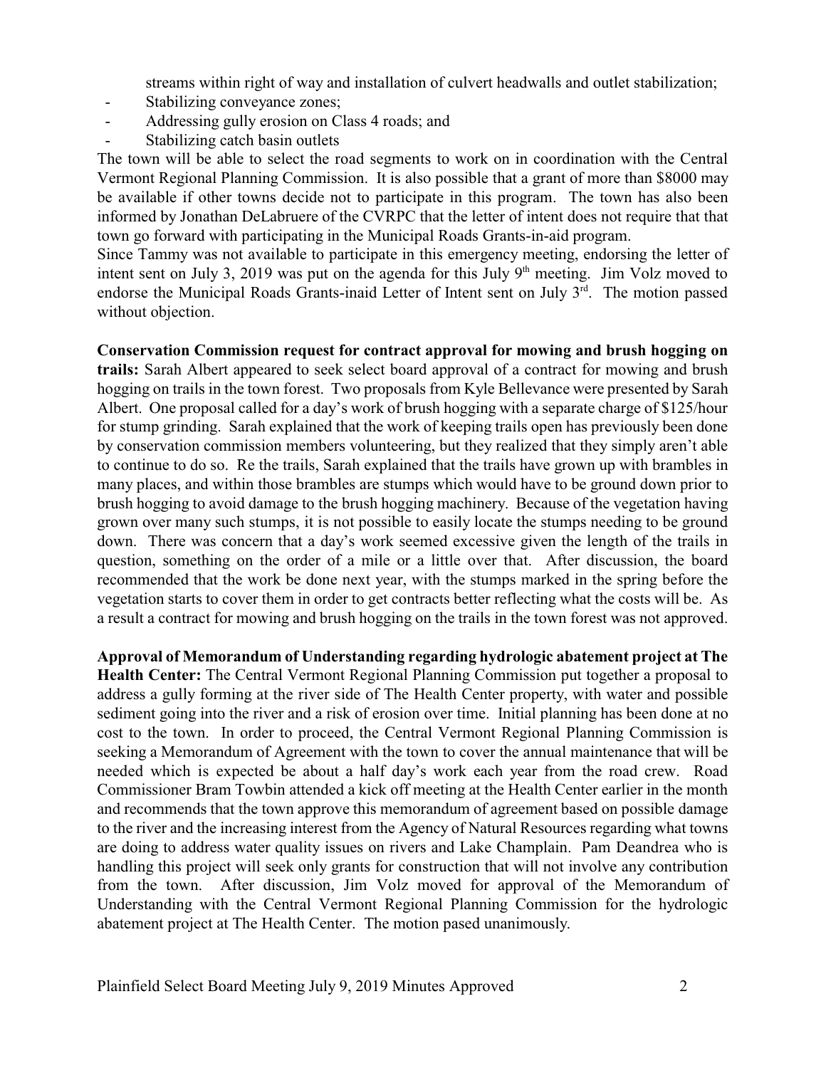streams within right of way and installation of culvert headwalls and outlet stabilization;

- Stabilizing conveyance zones;
- Addressing gully erosion on Class 4 roads; and
- Stabilizing catch basin outlets

The town will be able to select the road segments to work on in coordination with the Central Vermont Regional Planning Commission. It is also possible that a grant of more than $8000 may be available if other towns decide not to participate in this program. The town has also been informed by Jonathan DeLabruere of the CVRPC that the letter of intent does not require that that town go forward with participating in the Municipal Roads Grants-in-aid program.

Since Tammy was not available to participate in this emergency meeting, endorsing the letter of intent sent on July 3, 2019 was put on the agenda for this July 9th meeting. Jim Volz moved to endorse the Municipal Roads Grants-inaid Letter of Intent sent on July 3rd. The motion passed without objection.

**Conservation Commission request for contract approval for mowing and brush hogging on trails:** Sarah Albert appeared to seek select board approval of a contract for mowing and brush hogging on trails in the town forest. Two proposals from Kyle Bellevance were presented by Sarah Albert. One proposal called for a day's work of brush hogging with a separate charge of $125/hour for stump grinding. Sarah explained that the work of keeping trails open has previously been done by conservation commission members volunteering, but they realized that they simply aren't able to continue to do so. Re the trails, Sarah explained that the trails have grown up with brambles in many places, and within those brambles are stumps which would have to be ground down prior to brush hogging to avoid damage to the brush hogging machinery. Because of the vegetation having grown over many such stumps, it is not possible to easily locate the stumps needing to be ground down. There was concern that a day's work seemed excessive given the length of the trails in question, something on the order of a mile or a little over that. After discussion, the board recommended that the work be done next year, with the stumps marked in the spring before the vegetation starts to cover them in order to get contracts better reflecting what the costs will be. As a result a contract for mowing and brush hogging on the trails in the town forest was not approved.

**Approval of Memorandum of Understanding regarding hydrologic abatement project at The Health Center:** The Central Vermont Regional Planning Commission put together a proposal to address a gully forming at the river side of The Health Center property, with water and possible sediment going into the river and a risk of erosion over time. Initial planning has been done at no cost to the town. In order to proceed, the Central Vermont Regional Planning Commission is seeking a Memorandum of Agreement with the town to cover the annual maintenance that will be needed which is expected be about a half day's work each year from the road crew. Road Commissioner Bram Towbin attended a kick off meeting at the Health Center earlier in the month and recommends that the town approve this memorandum of agreement based on possible damage to the river and the increasing interest from the Agency of Natural Resources regarding what towns are doing to address water quality issues on rivers and Lake Champlain. Pam Deandrea who is handling this project will seek only grants for construction that will not involve any contribution from the town. After discussion, Jim Volz moved for approval of the Memorandum of Understanding with the Central Vermont Regional Planning Commission for the hydrologic abatement project at The Health Center. The motion pased unanimously.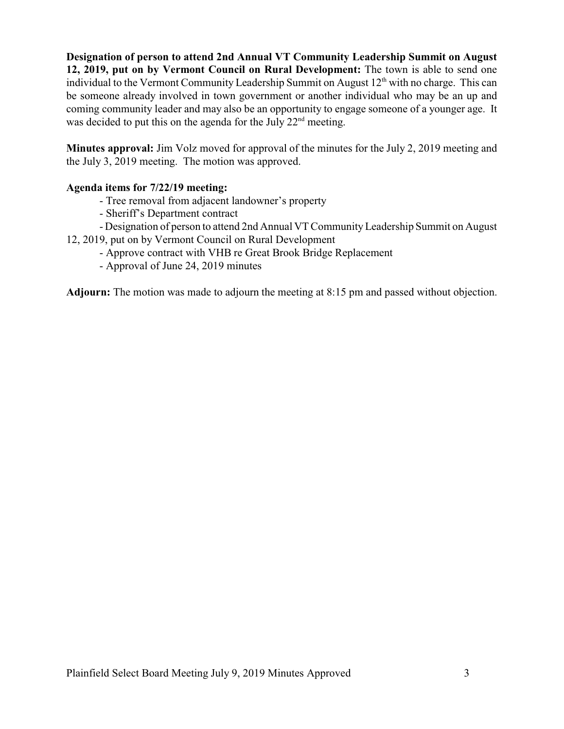**Designation of person to attend 2nd Annual VT Community Leadership Summit on August 12, 2019, put on by Vermont Council on Rural Development:** The town is able to send one individual to the Vermont Community Leadership Summit on August 12th with no charge. This can be someone already involved in town government or another individual who may be an up and coming community leader and may also be an opportunity to engage someone of a younger age. It was decided to put this on the agenda for the July 22nd meeting.

**Minutes approval:** Jim Volz moved for approval of the minutes for the July 2, 2019 meeting and the July 3, 2019 meeting. The motion was approved.

**Agenda items for 7/22/19 meeting:**

- Tree removal from adjacent landowner's property
- Sheriff's Department contract
- Designation of person to attend 2nd Annual VT Community Leadership Summit on August 12, 2019, put on by Vermont Council on Rural Development
- Approve contract with VHB re Great Brook Bridge Replacement
- Approval of June 24, 2019 minutes

**Adjourn:** The motion was made to adjourn the meeting at 8:15 pm and passed without objection.